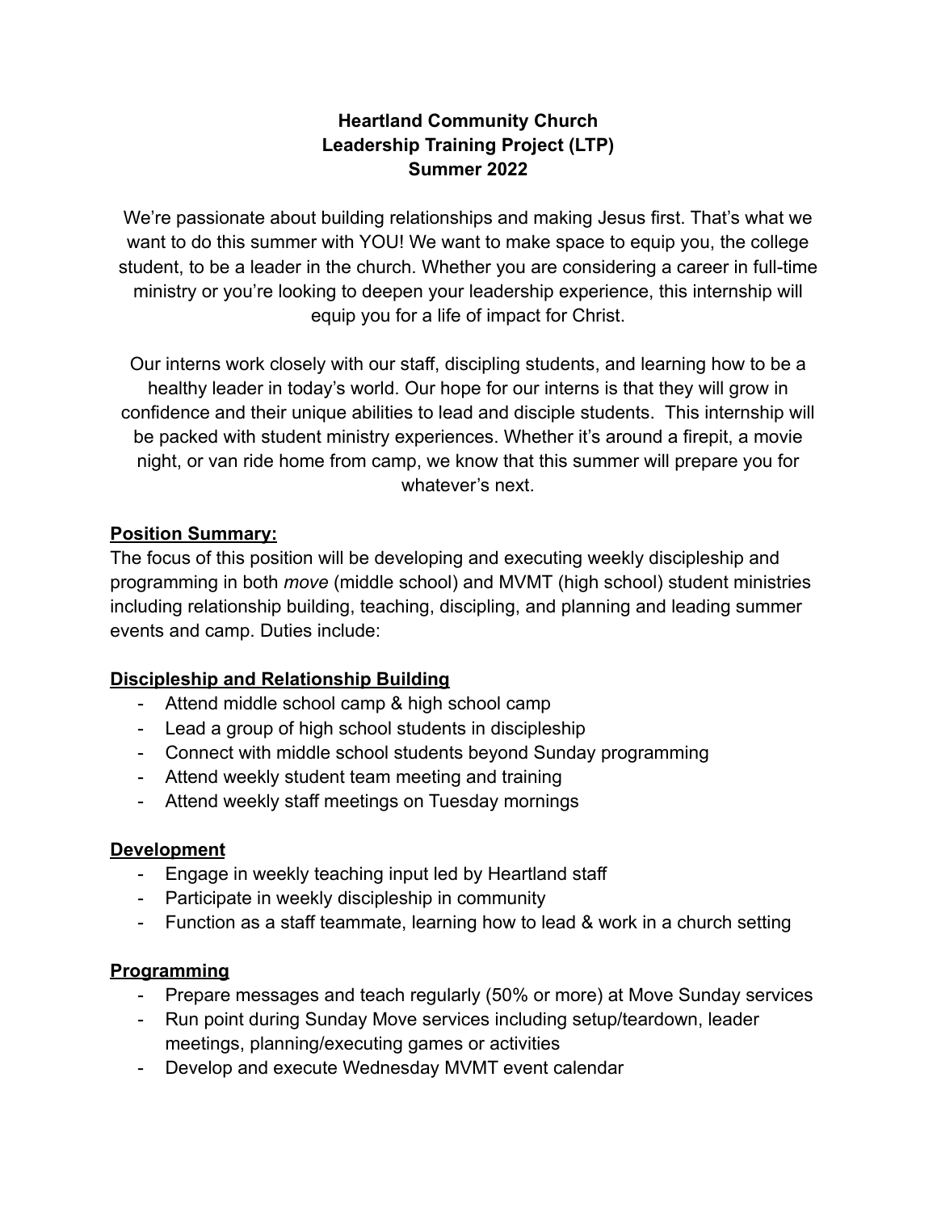**Heartland Community Church**
**Leadership Training Project (LTP)**
**Summer 2022**

We're passionate about building relationships and making Jesus first. That's what we want to do this summer with YOU! We want to make space to equip you, the college student, to be a leader in the church. Whether you are considering a career in full-time ministry or you're looking to deepen your leadership experience, this internship will equip you for a life of impact for Christ.

Our interns work closely with our staff, discipling students, and learning how to be a healthy leader in today's world. Our hope for our interns is that they will grow in confidence and their unique abilities to lead and disciple students. This internship will be packed with student ministry experiences. Whether it's around a firepit, a movie night, or van ride home from camp, we know that this summer will prepare you for whatever's next.

**Position Summary:**

The focus of this position will be developing and executing weekly discipleship and programming in both *move* (middle school) and MVMT (high school) student ministries including relationship building, teaching, discipling, and planning and leading summer events and camp. Duties include:

**Discipleship and Relationship Building**

- Attend middle school camp & high school camp
- Lead a group of high school students in discipleship
- Connect with middle school students beyond Sunday programming
- Attend weekly student team meeting and training
- Attend weekly staff meetings on Tuesday mornings

**Development**

- Engage in weekly teaching input led by Heartland staff
- Participate in weekly discipleship in community
- Function as a staff teammate, learning how to lead & work in a church setting

**Programming**

- Prepare messages and teach regularly (50% or more) at Move Sunday services
- Run point during Sunday Move services including setup/teardown, leader meetings, planning/executing games or activities
- Develop and execute Wednesday MVMT event calendar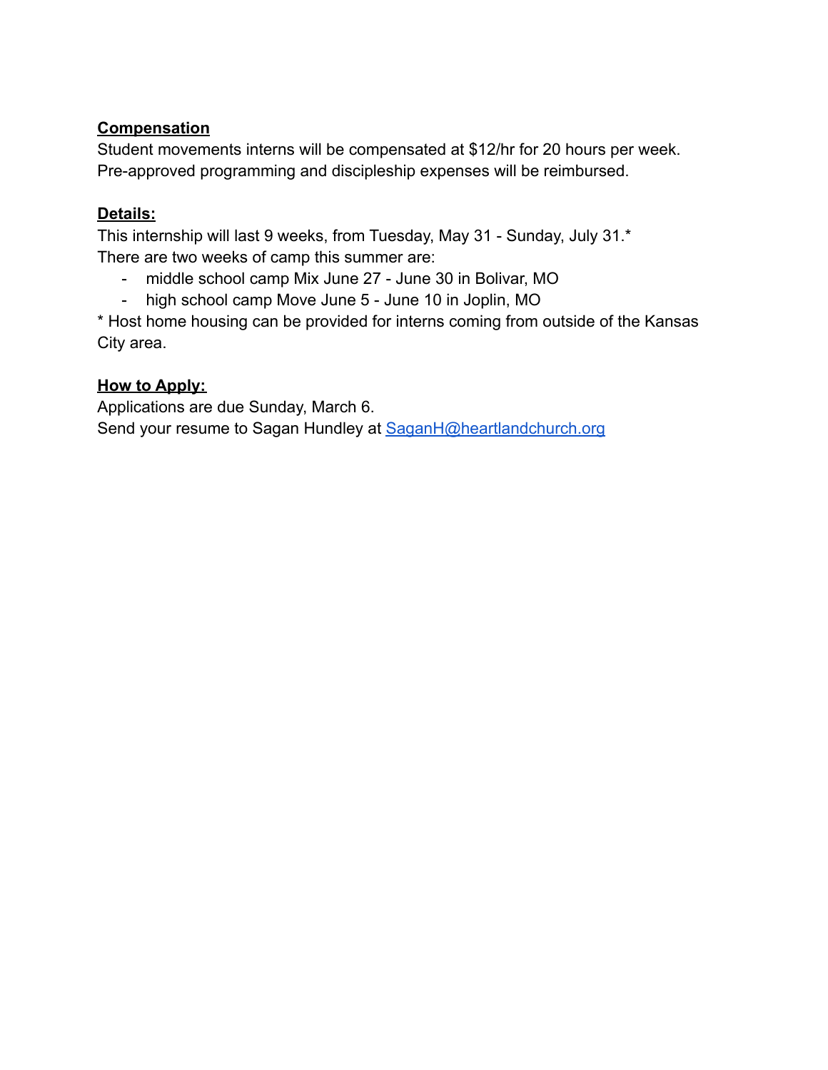**Compensation**

Student movements interns will be compensated at $12/hr for 20 hours per week.
Pre-approved programming and discipleship expenses will be reimbursed.

**Details:**

This internship will last 9 weeks, from Tuesday, May 31 - Sunday, July 31.*
There are two weeks of camp this summer are:

- middle school camp Mix June 27 - June 30 in Bolivar, MO
- high school camp Move June 5 - June 10 in Joplin, MO

* Host home housing can be provided for interns coming from outside of the Kansas City area.

**How to Apply:**

Applications are due Sunday, March 6.
Send your resume to Sagan Hundley at [SaganH@heartlandchurch.org](mailto:SaganH@heartlandchurch.org)